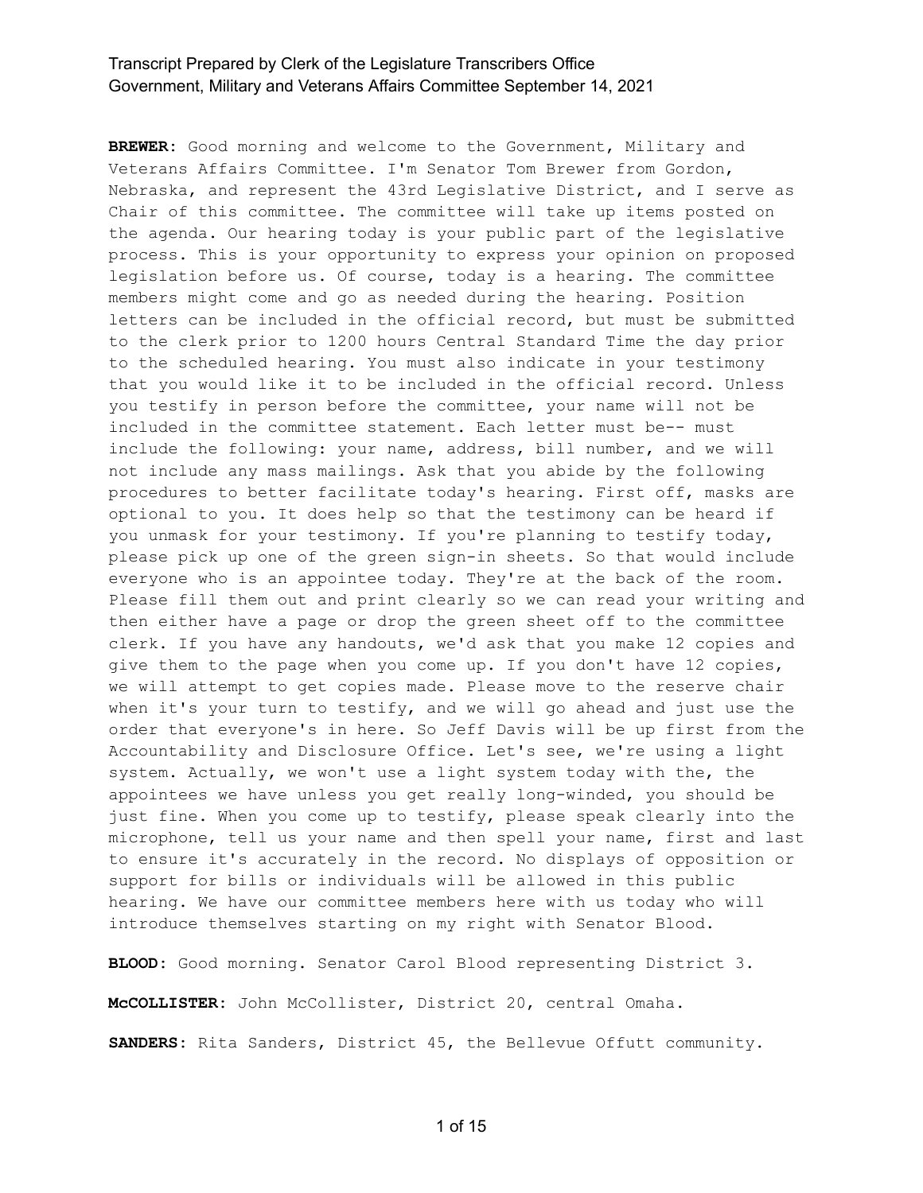**BREWER:** Good morning and welcome to the Government, Military and Veterans Affairs Committee. I'm Senator Tom Brewer from Gordon, Nebraska, and represent the 43rd Legislative District, and I serve as Chair of this committee. The committee will take up items posted on the agenda. Our hearing today is your public part of the legislative process. This is your opportunity to express your opinion on proposed legislation before us. Of course, today is a hearing. The committee members might come and go as needed during the hearing. Position letters can be included in the official record, but must be submitted to the clerk prior to 1200 hours Central Standard Time the day prior to the scheduled hearing. You must also indicate in your testimony that you would like it to be included in the official record. Unless you testify in person before the committee, your name will not be included in the committee statement. Each letter must be-- must include the following: your name, address, bill number, and we will not include any mass mailings. Ask that you abide by the following procedures to better facilitate today's hearing. First off, masks are optional to you. It does help so that the testimony can be heard if you unmask for your testimony. If you're planning to testify today, please pick up one of the green sign-in sheets. So that would include everyone who is an appointee today. They're at the back of the room. Please fill them out and print clearly so we can read your writing and then either have a page or drop the green sheet off to the committee clerk. If you have any handouts, we'd ask that you make 12 copies and give them to the page when you come up. If you don't have 12 copies, we will attempt to get copies made. Please move to the reserve chair when it's your turn to testify, and we will go ahead and just use the order that everyone's in here. So Jeff Davis will be up first from the Accountability and Disclosure Office. Let's see, we're using a light system. Actually, we won't use a light system today with the, the appointees we have unless you get really long-winded, you should be just fine. When you come up to testify, please speak clearly into the microphone, tell us your name and then spell your name, first and last to ensure it's accurately in the record. No displays of opposition or support for bills or individuals will be allowed in this public hearing. We have our committee members here with us today who will introduce themselves starting on my right with Senator Blood.

**BLOOD:** Good morning. Senator Carol Blood representing District 3.

**McCOLLISTER:** John McCollister, District 20, central Omaha.

**SANDERS:** Rita Sanders, District 45, the Bellevue Offutt community.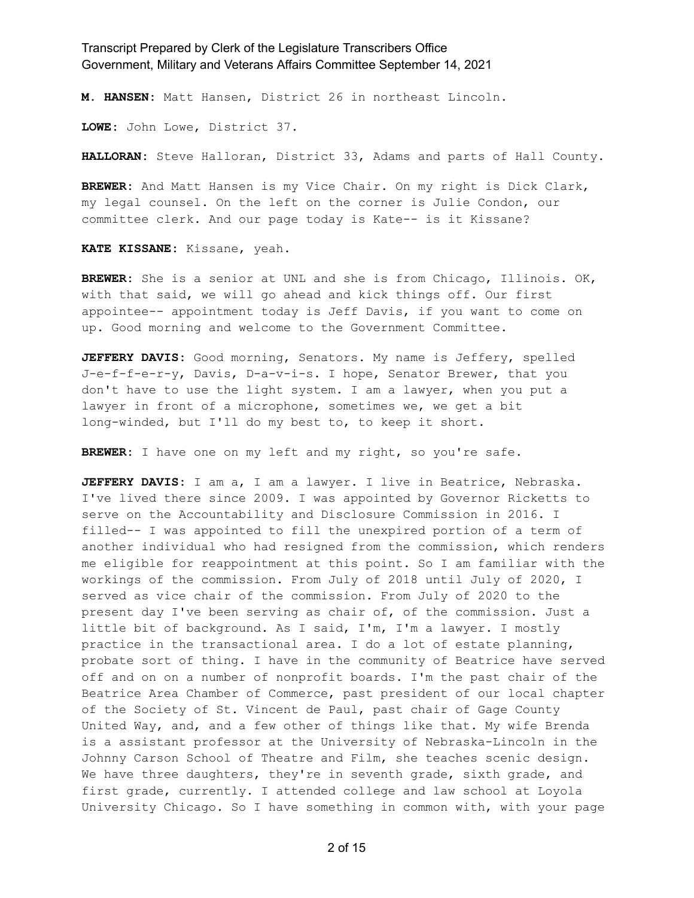**M. HANSEN:** Matt Hansen, District 26 in northeast Lincoln.

**LOWE:** John Lowe, District 37.

**HALLORAN:** Steve Halloran, District 33, Adams and parts of Hall County.

**BREWER:** And Matt Hansen is my Vice Chair. On my right is Dick Clark, my legal counsel. On the left on the corner is Julie Condon, our committee clerk. And our page today is Kate-- is it Kissane?

**KATE KISSANE:** Kissane, yeah.

**BREWER:** She is a senior at UNL and she is from Chicago, Illinois. OK, with that said, we will go ahead and kick things off. Our first appointee-- appointment today is Jeff Davis, if you want to come on up. Good morning and welcome to the Government Committee.

**JEFFERY DAVIS:** Good morning, Senators. My name is Jeffery, spelled J-e-f-f-e-r-y, Davis, D-a-v-i-s. I hope, Senator Brewer, that you don't have to use the light system. I am a lawyer, when you put a lawyer in front of a microphone, sometimes we, we get a bit long-winded, but I'll do my best to, to keep it short.

**BREWER:** I have one on my left and my right, so you're safe.

**JEFFERY DAVIS:** I am a, I am a lawyer. I live in Beatrice, Nebraska. I've lived there since 2009. I was appointed by Governor Ricketts to serve on the Accountability and Disclosure Commission in 2016. I filled-- I was appointed to fill the unexpired portion of a term of another individual who had resigned from the commission, which renders me eligible for reappointment at this point. So I am familiar with the workings of the commission. From July of 2018 until July of 2020, I served as vice chair of the commission. From July of 2020 to the present day I've been serving as chair of, of the commission. Just a little bit of background. As I said, I'm, I'm a lawyer. I mostly practice in the transactional area. I do a lot of estate planning, probate sort of thing. I have in the community of Beatrice have served off and on on a number of nonprofit boards. I'm the past chair of the Beatrice Area Chamber of Commerce, past president of our local chapter of the Society of St. Vincent de Paul, past chair of Gage County United Way, and, and a few other of things like that. My wife Brenda is a assistant professor at the University of Nebraska-Lincoln in the Johnny Carson School of Theatre and Film, she teaches scenic design. We have three daughters, they're in seventh grade, sixth grade, and first grade, currently. I attended college and law school at Loyola University Chicago. So I have something in common with, with your page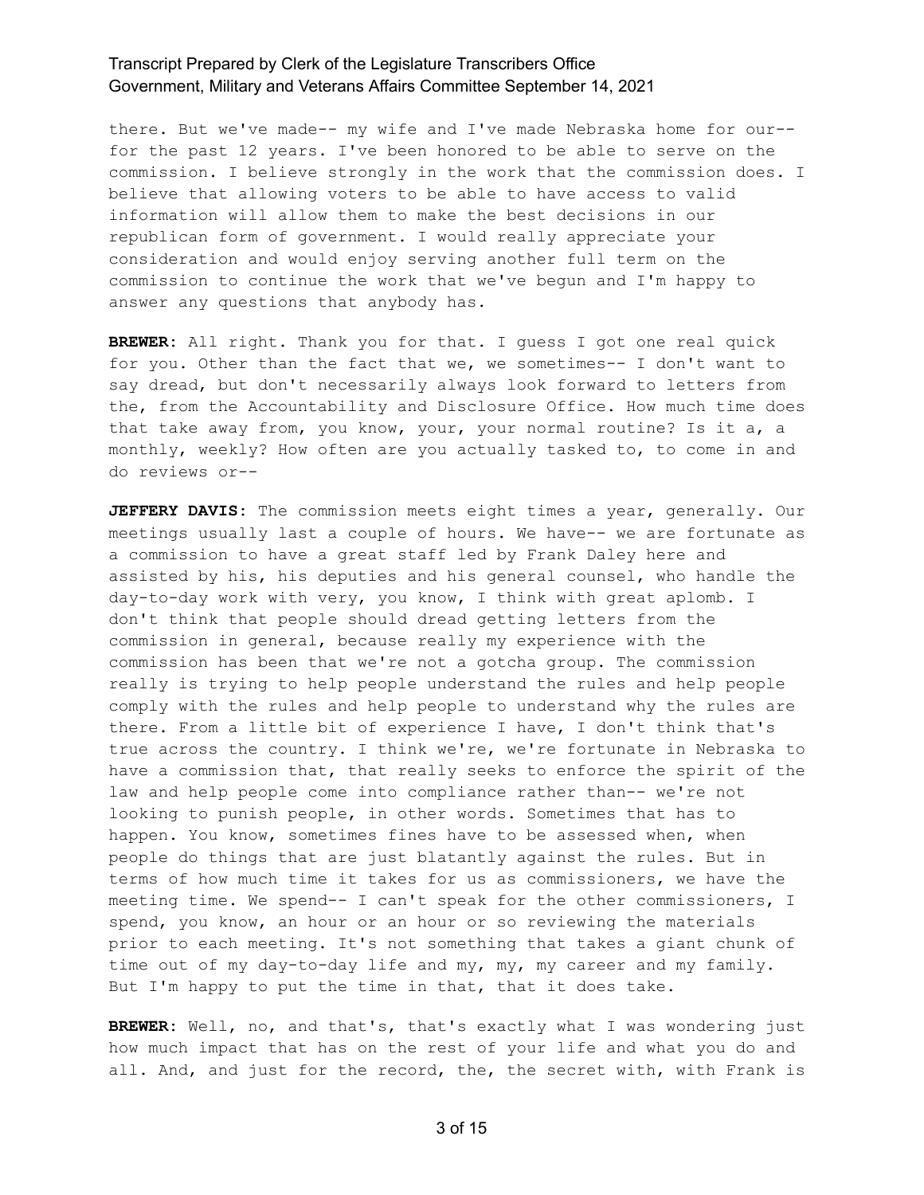there. But we've made-- my wife and I've made Nebraska home for our-- for the past 12 years. I've been honored to be able to serve on the commission. I believe strongly in the work that the commission does. I believe that allowing voters to be able to have access to valid information will allow them to make the best decisions in our republican form of government. I would really appreciate your consideration and would enjoy serving another full term on the commission to continue the work that we've begun and I'm happy to answer any questions that anybody has.

**BREWER:** All right. Thank you for that. I guess I got one real quick for you. Other than the fact that we, we sometimes-- I don't want to say dread, but don't necessarily always look forward to letters from the, from the Accountability and Disclosure Office. How much time does that take away from, you know, your, your normal routine? Is it a, a monthly, weekly? How often are you actually tasked to, to come in and do reviews or--

**JEFFERY DAVIS:** The commission meets eight times a year, generally. Our meetings usually last a couple of hours. We have-- we are fortunate as a commission to have a great staff led by Frank Daley here and assisted by his, his deputies and his general counsel, who handle the day-to-day work with very, you know, I think with great aplomb. I don't think that people should dread getting letters from the commission in general, because really my experience with the commission has been that we're not a gotcha group. The commission really is trying to help people understand the rules and help people comply with the rules and help people to understand why the rules are there. From a little bit of experience I have, I don't think that's true across the country. I think we're, we're fortunate in Nebraska to have a commission that, that really seeks to enforce the spirit of the law and help people come into compliance rather than-- we're not looking to punish people, in other words. Sometimes that has to happen. You know, sometimes fines have to be assessed when, when people do things that are just blatantly against the rules. But in terms of how much time it takes for us as commissioners, we have the meeting time. We spend-- I can't speak for the other commissioners, I spend, you know, an hour or an hour or so reviewing the materials prior to each meeting. It's not something that takes a giant chunk of time out of my day-to-day life and my, my, my career and my family. But I'm happy to put the time in that, that it does take.

**BREWER:** Well, no, and that's, that's exactly what I was wondering just how much impact that has on the rest of your life and what you do and all. And, and just for the record, the, the secret with, with Frank is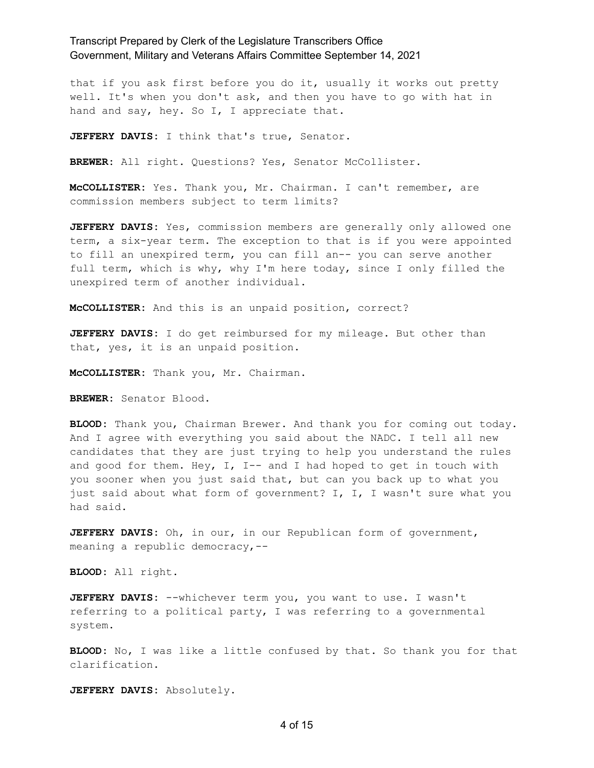that if you ask first before you do it, usually it works out pretty well. It's when you don't ask, and then you have to go with hat in hand and say, hey. So I, I appreciate that.

**JEFFERY DAVIS:** I think that's true, Senator.

**BREWER:** All right. Questions? Yes, Senator McCollister.

**McCOLLISTER:** Yes. Thank you, Mr. Chairman. I can't remember, are commission members subject to term limits?

**JEFFERY DAVIS:** Yes, commission members are generally only allowed one term, a six-year term. The exception to that is if you were appointed to fill an unexpired term, you can fill an-- you can serve another full term, which is why, why I'm here today, since I only filled the unexpired term of another individual.

**McCOLLISTER:** And this is an unpaid position, correct?

**JEFFERY DAVIS:** I do get reimbursed for my mileage. But other than that, yes, it is an unpaid position.

**McCOLLISTER:** Thank you, Mr. Chairman.

**BREWER:** Senator Blood.

**BLOOD:** Thank you, Chairman Brewer. And thank you for coming out today. And I agree with everything you said about the NADC. I tell all new candidates that they are just trying to help you understand the rules and good for them. Hey, I, I-- and I had hoped to get in touch with you sooner when you just said that, but can you back up to what you just said about what form of government? I, I, I wasn't sure what you had said.

**JEFFERY DAVIS:** Oh, in our, in our Republican form of government, meaning a republic democracy,--

**BLOOD:** All right.

**JEFFERY DAVIS:** --whichever term you, you want to use. I wasn't referring to a political party, I was referring to a governmental system.

**BLOOD:** No, I was like a little confused by that. So thank you for that clarification.

**JEFFERY DAVIS:** Absolutely.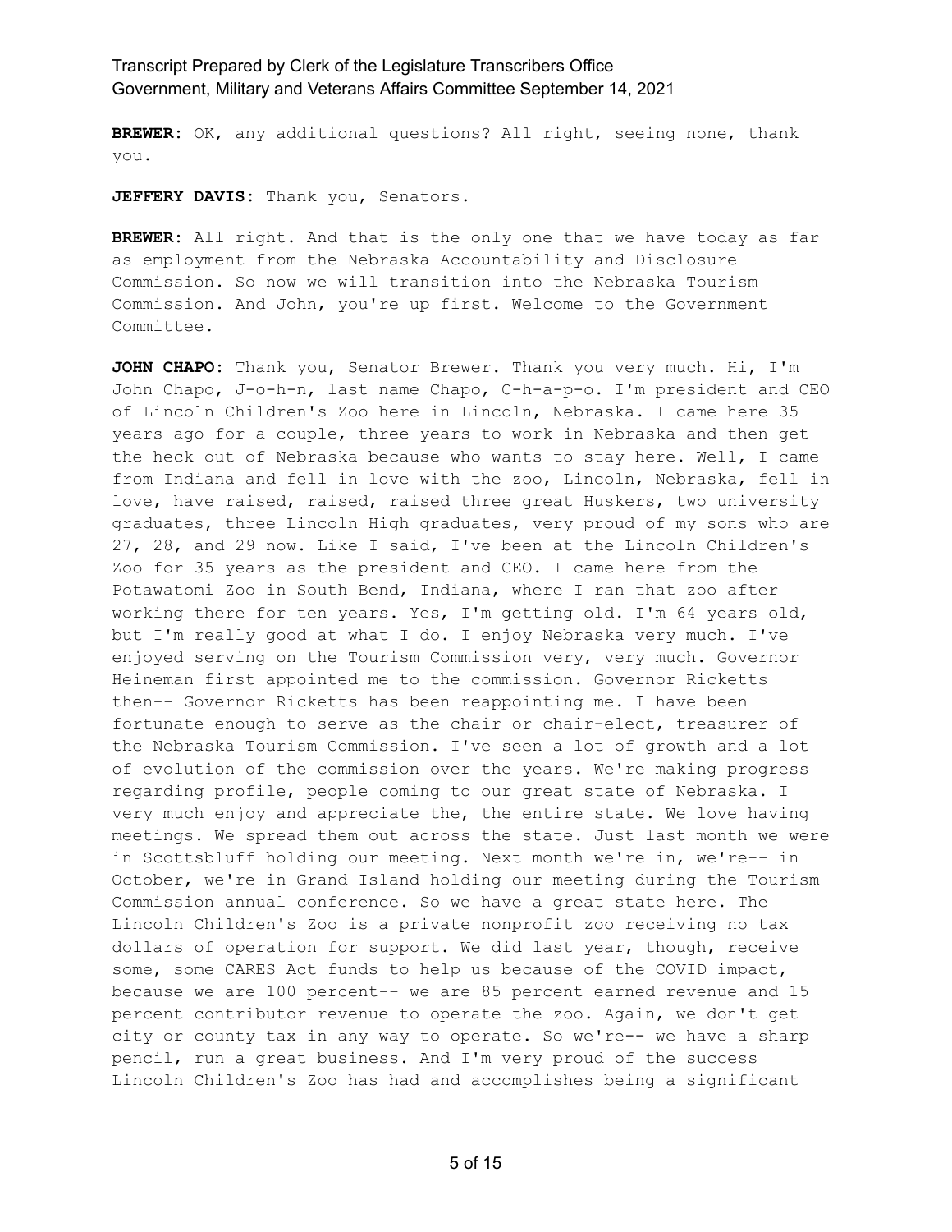**BREWER:** OK, any additional questions? All right, seeing none, thank you.

**JEFFERY DAVIS:** Thank you, Senators.

**BREWER:** All right. And that is the only one that we have today as far as employment from the Nebraska Accountability and Disclosure Commission. So now we will transition into the Nebraska Tourism Commission. And John, you're up first. Welcome to the Government Committee.

**JOHN CHAPO:** Thank you, Senator Brewer. Thank you very much. Hi, I'm John Chapo, J-o-h-n, last name Chapo, C-h-a-p-o. I'm president and CEO of Lincoln Children's Zoo here in Lincoln, Nebraska. I came here 35 years ago for a couple, three years to work in Nebraska and then get the heck out of Nebraska because who wants to stay here. Well, I came from Indiana and fell in love with the zoo, Lincoln, Nebraska, fell in love, have raised, raised, raised three great Huskers, two university graduates, three Lincoln High graduates, very proud of my sons who are 27, 28, and 29 now. Like I said, I've been at the Lincoln Children's Zoo for 35 years as the president and CEO. I came here from the Potawatomi Zoo in South Bend, Indiana, where I ran that zoo after working there for ten years. Yes, I'm getting old. I'm 64 years old, but I'm really good at what I do. I enjoy Nebraska very much. I've enjoyed serving on the Tourism Commission very, very much. Governor Heineman first appointed me to the commission. Governor Ricketts then-- Governor Ricketts has been reappointing me. I have been fortunate enough to serve as the chair or chair-elect, treasurer of the Nebraska Tourism Commission. I've seen a lot of growth and a lot of evolution of the commission over the years. We're making progress regarding profile, people coming to our great state of Nebraska. I very much enjoy and appreciate the, the entire state. We love having meetings. We spread them out across the state. Just last month we were in Scottsbluff holding our meeting. Next month we're in, we're-- in October, we're in Grand Island holding our meeting during the Tourism Commission annual conference. So we have a great state here. The Lincoln Children's Zoo is a private nonprofit zoo receiving no tax dollars of operation for support. We did last year, though, receive some, some CARES Act funds to help us because of the COVID impact, because we are 100 percent-- we are 85 percent earned revenue and 15 percent contributor revenue to operate the zoo. Again, we don't get city or county tax in any way to operate. So we're-- we have a sharp pencil, run a great business. And I'm very proud of the success Lincoln Children's Zoo has had and accomplishes being a significant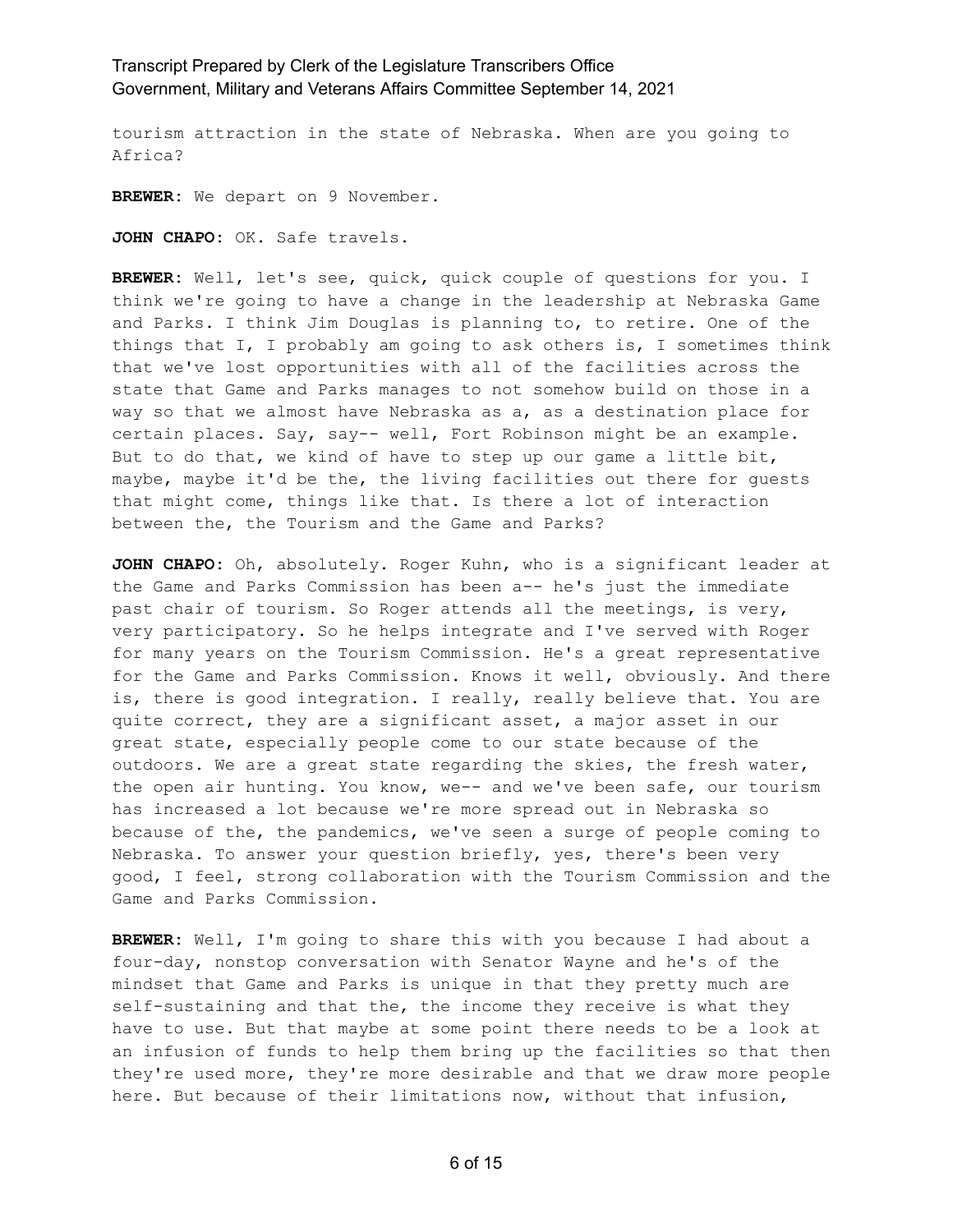tourism attraction in the state of Nebraska. When are you going to Africa?

**BREWER:** We depart on 9 November.

**JOHN CHAPO:** OK. Safe travels.

**BREWER:** Well, let's see, quick, quick couple of questions for you. I think we're going to have a change in the leadership at Nebraska Game and Parks. I think Jim Douglas is planning to, to retire. One of the things that I, I probably am going to ask others is, I sometimes think that we've lost opportunities with all of the facilities across the state that Game and Parks manages to not somehow build on those in a way so that we almost have Nebraska as a, as a destination place for certain places. Say, say-- well, Fort Robinson might be an example. But to do that, we kind of have to step up our game a little bit, maybe, maybe it'd be the, the living facilities out there for guests that might come, things like that. Is there a lot of interaction between the, the Tourism and the Game and Parks?

**JOHN CHAPO:** Oh, absolutely. Roger Kuhn, who is a significant leader at the Game and Parks Commission has been a-- he's just the immediate past chair of tourism. So Roger attends all the meetings, is very, very participatory. So he helps integrate and I've served with Roger for many years on the Tourism Commission. He's a great representative for the Game and Parks Commission. Knows it well, obviously. And there is, there is good integration. I really, really believe that. You are quite correct, they are a significant asset, a major asset in our great state, especially people come to our state because of the outdoors. We are a great state regarding the skies, the fresh water, the open air hunting. You know, we-- and we've been safe, our tourism has increased a lot because we're more spread out in Nebraska so because of the, the pandemics, we've seen a surge of people coming to Nebraska. To answer your question briefly, yes, there's been very good, I feel, strong collaboration with the Tourism Commission and the Game and Parks Commission.

**BREWER:** Well, I'm going to share this with you because I had about a four-day, nonstop conversation with Senator Wayne and he's of the mindset that Game and Parks is unique in that they pretty much are self-sustaining and that the, the income they receive is what they have to use. But that maybe at some point there needs to be a look at an infusion of funds to help them bring up the facilities so that then they're used more, they're more desirable and that we draw more people here. But because of their limitations now, without that infusion,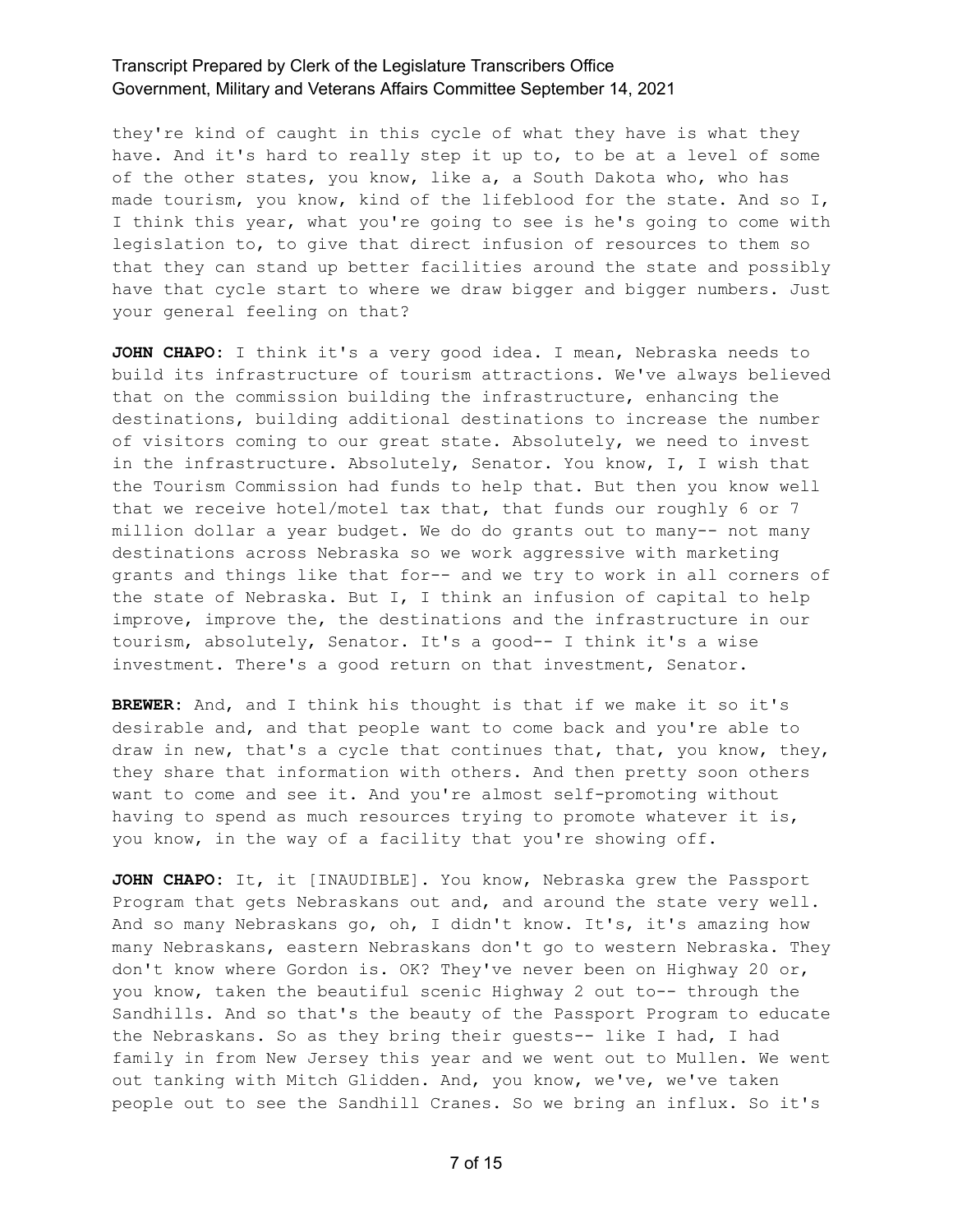they're kind of caught in this cycle of what they have is what they have. And it's hard to really step it up to, to be at a level of some of the other states, you know, like a, a South Dakota who, who has made tourism, you know, kind of the lifeblood for the state. And so I, I think this year, what you're going to see is he's going to come with legislation to, to give that direct infusion of resources to them so that they can stand up better facilities around the state and possibly have that cycle start to where we draw bigger and bigger numbers. Just your general feeling on that?

**JOHN CHAPO:** I think it's a very good idea. I mean, Nebraska needs to build its infrastructure of tourism attractions. We've always believed that on the commission building the infrastructure, enhancing the destinations, building additional destinations to increase the number of visitors coming to our great state. Absolutely, we need to invest in the infrastructure. Absolutely, Senator. You know, I, I wish that the Tourism Commission had funds to help that. But then you know well that we receive hotel/motel tax that, that funds our roughly 6 or 7 million dollar a year budget. We do do grants out to many-- not many destinations across Nebraska so we work aggressive with marketing grants and things like that for-- and we try to work in all corners of the state of Nebraska. But I, I think an infusion of capital to help improve, improve the, the destinations and the infrastructure in our tourism, absolutely, Senator. It's a good-- I think it's a wise investment. There's a good return on that investment, Senator.

**BREWER:** And, and I think his thought is that if we make it so it's desirable and, and that people want to come back and you're able to draw in new, that's a cycle that continues that, that, you know, they, they share that information with others. And then pretty soon others want to come and see it. And you're almost self-promoting without having to spend as much resources trying to promote whatever it is, you know, in the way of a facility that you're showing off.

**JOHN CHAPO:** It, it [INAUDIBLE]. You know, Nebraska grew the Passport Program that gets Nebraskans out and, and around the state very well. And so many Nebraskans go, oh, I didn't know. It's, it's amazing how many Nebraskans, eastern Nebraskans don't go to western Nebraska. They don't know where Gordon is. OK? They've never been on Highway 20 or, you know, taken the beautiful scenic Highway 2 out to-- through the Sandhills. And so that's the beauty of the Passport Program to educate the Nebraskans. So as they bring their guests-- like I had, I had family in from New Jersey this year and we went out to Mullen. We went out tanking with Mitch Glidden. And, you know, we've, we've taken people out to see the Sandhill Cranes. So we bring an influx. So it's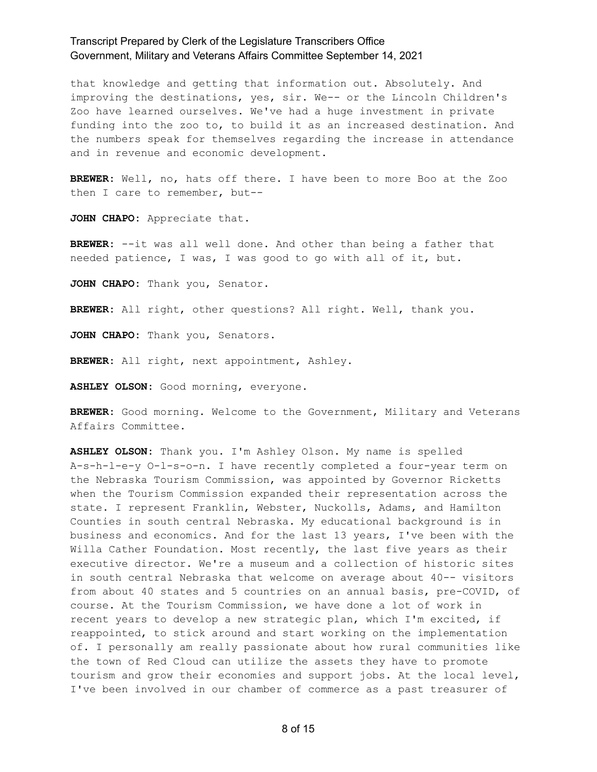that knowledge and getting that information out. Absolutely. And improving the destinations, yes, sir. We-- or the Lincoln Children's Zoo have learned ourselves. We've had a huge investment in private funding into the zoo to, to build it as an increased destination. And the numbers speak for themselves regarding the increase in attendance and in revenue and economic development.

**BREWER:** Well, no, hats off there. I have been to more Boo at the Zoo then I care to remember, but--

**JOHN CHAPO:** Appreciate that.

**BREWER:** --it was all well done. And other than being a father that needed patience, I was, I was good to go with all of it, but.

**JOHN CHAPO:** Thank you, Senator.

**BREWER:** All right, other questions? All right. Well, thank you.

**JOHN CHAPO:** Thank you, Senators.

**BREWER:** All right, next appointment, Ashley.

**ASHLEY OLSON:** Good morning, everyone.

**BREWER:** Good morning. Welcome to the Government, Military and Veterans Affairs Committee.

**ASHLEY OLSON:** Thank you. I'm Ashley Olson. My name is spelled A-s-h-l-e-y O-l-s-o-n. I have recently completed a four-year term on the Nebraska Tourism Commission, was appointed by Governor Ricketts when the Tourism Commission expanded their representation across the state. I represent Franklin, Webster, Nuckolls, Adams, and Hamilton Counties in south central Nebraska. My educational background is in business and economics. And for the last 13 years, I've been with the Willa Cather Foundation. Most recently, the last five years as their executive director. We're a museum and a collection of historic sites in south central Nebraska that welcome on average about 40-- visitors from about 40 states and 5 countries on an annual basis, pre-COVID, of course. At the Tourism Commission, we have done a lot of work in recent years to develop a new strategic plan, which I'm excited, if reappointed, to stick around and start working on the implementation of. I personally am really passionate about how rural communities like the town of Red Cloud can utilize the assets they have to promote tourism and grow their economies and support jobs. At the local level, I've been involved in our chamber of commerce as a past treasurer of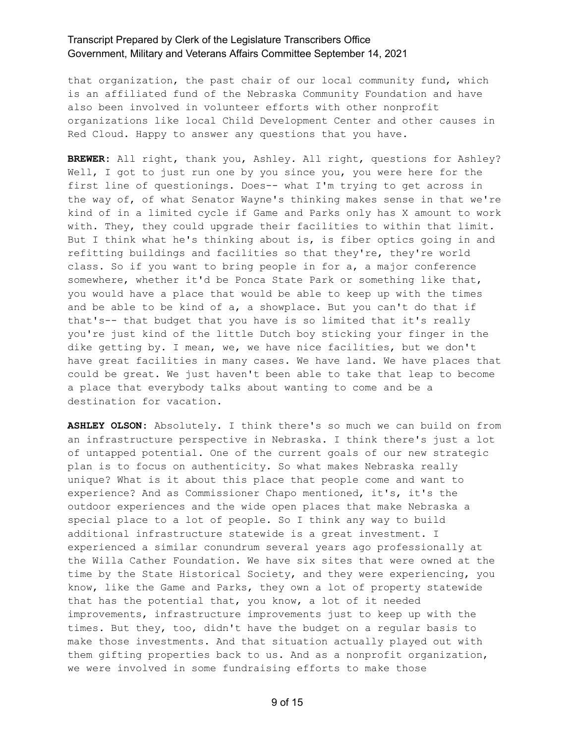that organization, the past chair of our local community fund, which is an affiliated fund of the Nebraska Community Foundation and have also been involved in volunteer efforts with other nonprofit organizations like local Child Development Center and other causes in Red Cloud. Happy to answer any questions that you have.

**BREWER:** All right, thank you, Ashley. All right, questions for Ashley? Well, I got to just run one by you since you, you were here for the first line of questionings. Does-- what I'm trying to get across in the way of, of what Senator Wayne's thinking makes sense in that we're kind of in a limited cycle if Game and Parks only has X amount to work with. They, they could upgrade their facilities to within that limit. But I think what he's thinking about is, is fiber optics going in and refitting buildings and facilities so that they're, they're world class. So if you want to bring people in for a, a major conference somewhere, whether it'd be Ponca State Park or something like that, you would have a place that would be able to keep up with the times and be able to be kind of a, a showplace. But you can't do that if that's-- that budget that you have is so limited that it's really you're just kind of the little Dutch boy sticking your finger in the dike getting by. I mean, we, we have nice facilities, but we don't have great facilities in many cases. We have land. We have places that could be great. We just haven't been able to take that leap to become a place that everybody talks about wanting to come and be a destination for vacation.

**ASHLEY OLSON:** Absolutely. I think there's so much we can build on from an infrastructure perspective in Nebraska. I think there's just a lot of untapped potential. One of the current goals of our new strategic plan is to focus on authenticity. So what makes Nebraska really unique? What is it about this place that people come and want to experience? And as Commissioner Chapo mentioned, it's, it's the outdoor experiences and the wide open places that make Nebraska a special place to a lot of people. So I think any way to build additional infrastructure statewide is a great investment. I experienced a similar conundrum several years ago professionally at the Willa Cather Foundation. We have six sites that were owned at the time by the State Historical Society, and they were experiencing, you know, like the Game and Parks, they own a lot of property statewide that has the potential that, you know, a lot of it needed improvements, infrastructure improvements just to keep up with the times. But they, too, didn't have the budget on a regular basis to make those investments. And that situation actually played out with them gifting properties back to us. And as a nonprofit organization, we were involved in some fundraising efforts to make those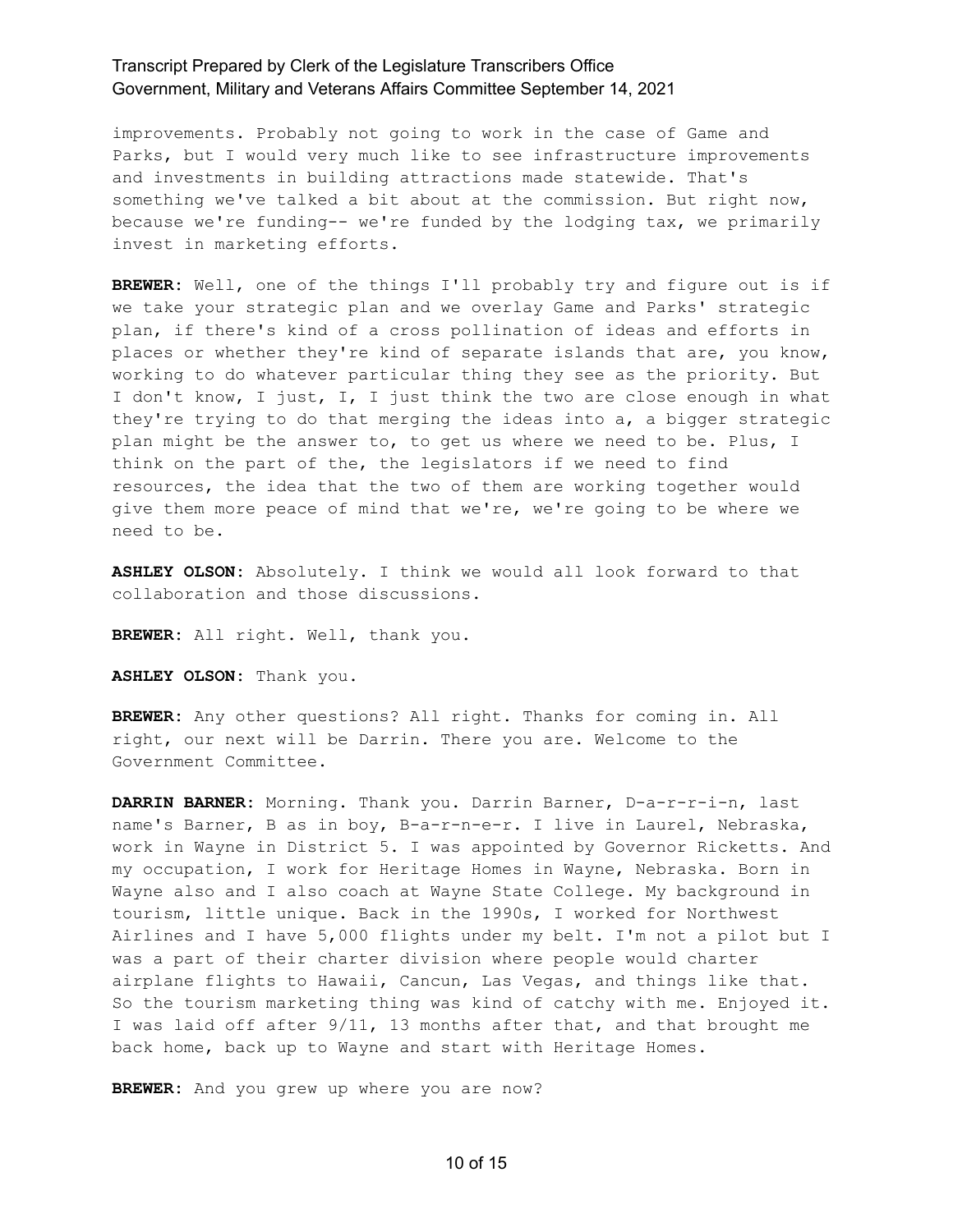improvements. Probably not going to work in the case of Game and Parks, but I would very much like to see infrastructure improvements and investments in building attractions made statewide. That's something we've talked a bit about at the commission. But right now, because we're funding-- we're funded by the lodging tax, we primarily invest in marketing efforts.

**BREWER:** Well, one of the things I'll probably try and figure out is if we take your strategic plan and we overlay Game and Parks' strategic plan, if there's kind of a cross pollination of ideas and efforts in places or whether they're kind of separate islands that are, you know, working to do whatever particular thing they see as the priority. But I don't know, I just, I, I just think the two are close enough in what they're trying to do that merging the ideas into a, a bigger strategic plan might be the answer to, to get us where we need to be. Plus, I think on the part of the, the legislators if we need to find resources, the idea that the two of them are working together would give them more peace of mind that we're, we're going to be where we need to be.

**ASHLEY OLSON:** Absolutely. I think we would all look forward to that collaboration and those discussions.

**BREWER:** All right. Well, thank you.

**ASHLEY OLSON:** Thank you.

**BREWER:** Any other questions? All right. Thanks for coming in. All right, our next will be Darrin. There you are. Welcome to the Government Committee.

**DARRIN BARNER:** Morning. Thank you. Darrin Barner, D-a-r-r-i-n, last name's Barner, B as in boy, B-a-r-n-e-r. I live in Laurel, Nebraska, work in Wayne in District 5. I was appointed by Governor Ricketts. And my occupation, I work for Heritage Homes in Wayne, Nebraska. Born in Wayne also and I also coach at Wayne State College. My background in tourism, little unique. Back in the 1990s, I worked for Northwest Airlines and I have 5,000 flights under my belt. I'm not a pilot but I was a part of their charter division where people would charter airplane flights to Hawaii, Cancun, Las Vegas, and things like that. So the tourism marketing thing was kind of catchy with me. Enjoyed it. I was laid off after 9/11, 13 months after that, and that brought me back home, back up to Wayne and start with Heritage Homes.

**BREWER:** And you grew up where you are now?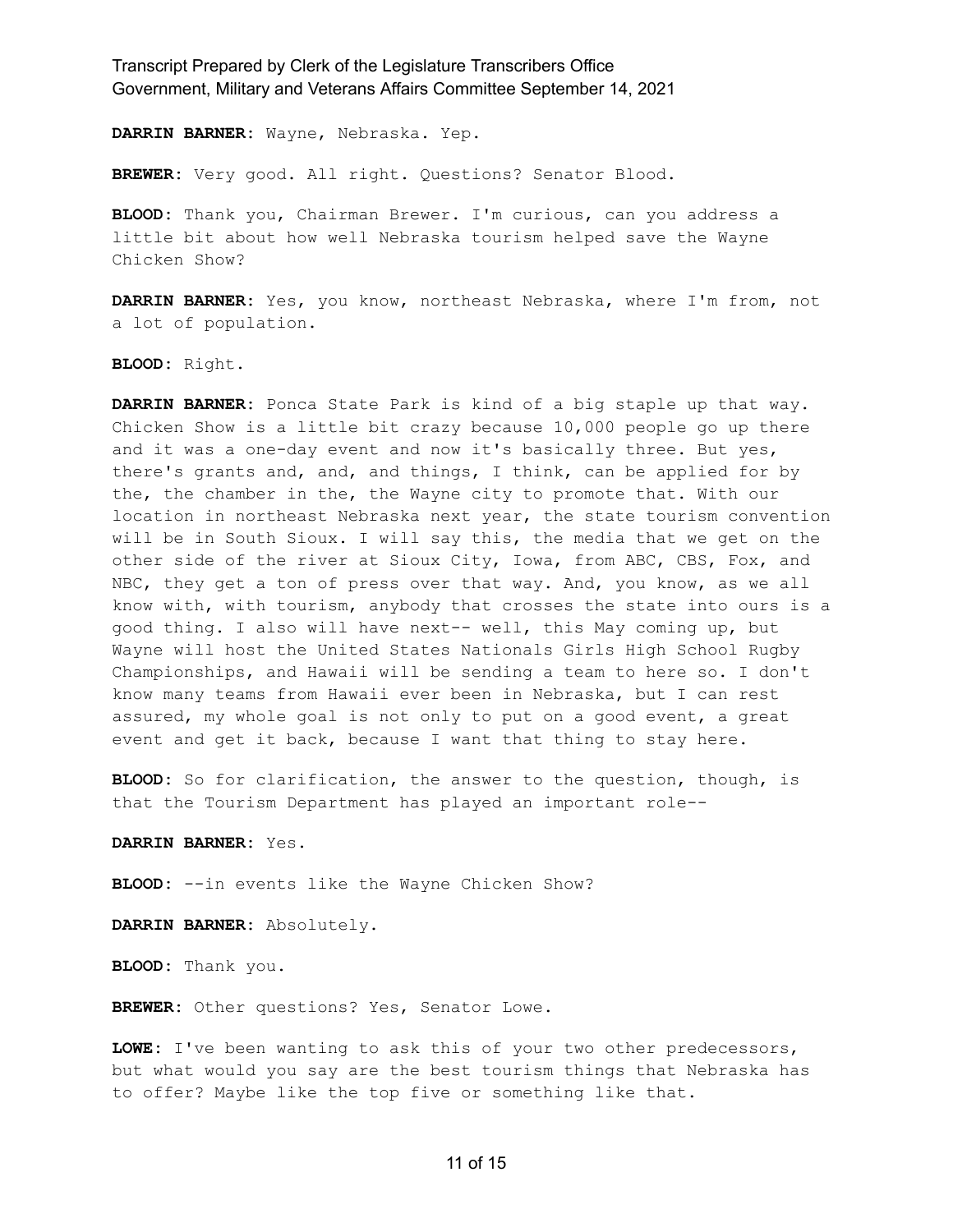**DARRIN BARNER:** Wayne, Nebraska. Yep.

**BREWER:** Very good. All right. Questions? Senator Blood.

**BLOOD:** Thank you, Chairman Brewer. I'm curious, can you address a little bit about how well Nebraska tourism helped save the Wayne Chicken Show?

**DARRIN BARNER:** Yes, you know, northeast Nebraska, where I'm from, not a lot of population.

**BLOOD:** Right.

**DARRIN BARNER:** Ponca State Park is kind of a big staple up that way. Chicken Show is a little bit crazy because 10,000 people go up there and it was a one-day event and now it's basically three. But yes, there's grants and, and, and things, I think, can be applied for by the, the chamber in the, the Wayne city to promote that. With our location in northeast Nebraska next year, the state tourism convention will be in South Sioux. I will say this, the media that we get on the other side of the river at Sioux City, Iowa, from ABC, CBS, Fox, and NBC, they get a ton of press over that way. And, you know, as we all know with, with tourism, anybody that crosses the state into ours is a good thing. I also will have next-- well, this May coming up, but Wayne will host the United States Nationals Girls High School Rugby Championships, and Hawaii will be sending a team to here so. I don't know many teams from Hawaii ever been in Nebraska, but I can rest assured, my whole goal is not only to put on a good event, a great event and get it back, because I want that thing to stay here.

**BLOOD:** So for clarification, the answer to the question, though, is that the Tourism Department has played an important role--

**DARRIN BARNER:** Yes.

**BLOOD:** --in events like the Wayne Chicken Show?

**DARRIN BARNER:** Absolutely.

**BLOOD:** Thank you.

**BREWER:** Other questions? Yes, Senator Lowe.

**LOWE:** I've been wanting to ask this of your two other predecessors, but what would you say are the best tourism things that Nebraska has to offer? Maybe like the top five or something like that.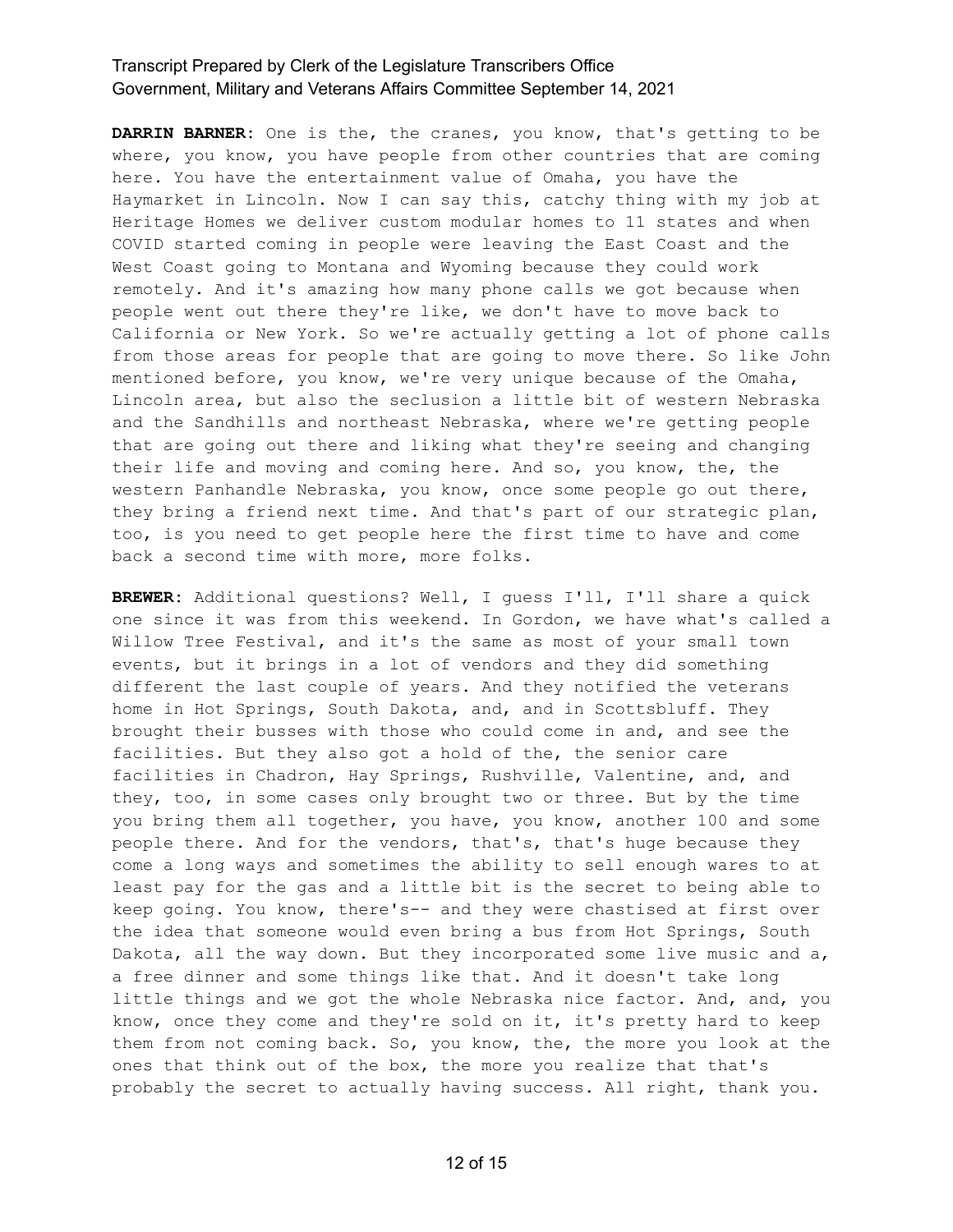**DARRIN BARNER:** One is the, the cranes, you know, that's getting to be where, you know, you have people from other countries that are coming here. You have the entertainment value of Omaha, you have the Haymarket in Lincoln. Now I can say this, catchy thing with my job at Heritage Homes we deliver custom modular homes to 11 states and when COVID started coming in people were leaving the East Coast and the West Coast going to Montana and Wyoming because they could work remotely. And it's amazing how many phone calls we got because when people went out there they're like, we don't have to move back to California or New York. So we're actually getting a lot of phone calls from those areas for people that are going to move there. So like John mentioned before, you know, we're very unique because of the Omaha, Lincoln area, but also the seclusion a little bit of western Nebraska and the Sandhills and northeast Nebraska, where we're getting people that are going out there and liking what they're seeing and changing their life and moving and coming here. And so, you know, the, the western Panhandle Nebraska, you know, once some people go out there, they bring a friend next time. And that's part of our strategic plan, too, is you need to get people here the first time to have and come back a second time with more, more folks.

**BREWER:** Additional questions? Well, I guess I'll, I'll share a quick one since it was from this weekend. In Gordon, we have what's called a Willow Tree Festival, and it's the same as most of your small town events, but it brings in a lot of vendors and they did something different the last couple of years. And they notified the veterans home in Hot Springs, South Dakota, and, and in Scottsbluff. They brought their busses with those who could come in and, and see the facilities. But they also got a hold of the, the senior care facilities in Chadron, Hay Springs, Rushville, Valentine, and, and they, too, in some cases only brought two or three. But by the time you bring them all together, you have, you know, another 100 and some people there. And for the vendors, that's, that's huge because they come a long ways and sometimes the ability to sell enough wares to at least pay for the gas and a little bit is the secret to being able to keep going. You know, there's-- and they were chastised at first over the idea that someone would even bring a bus from Hot Springs, South Dakota, all the way down. But they incorporated some live music and a, a free dinner and some things like that. And it doesn't take long little things and we got the whole Nebraska nice factor. And, and, you know, once they come and they're sold on it, it's pretty hard to keep them from not coming back. So, you know, the, the more you look at the ones that think out of the box, the more you realize that that's probably the secret to actually having success. All right, thank you.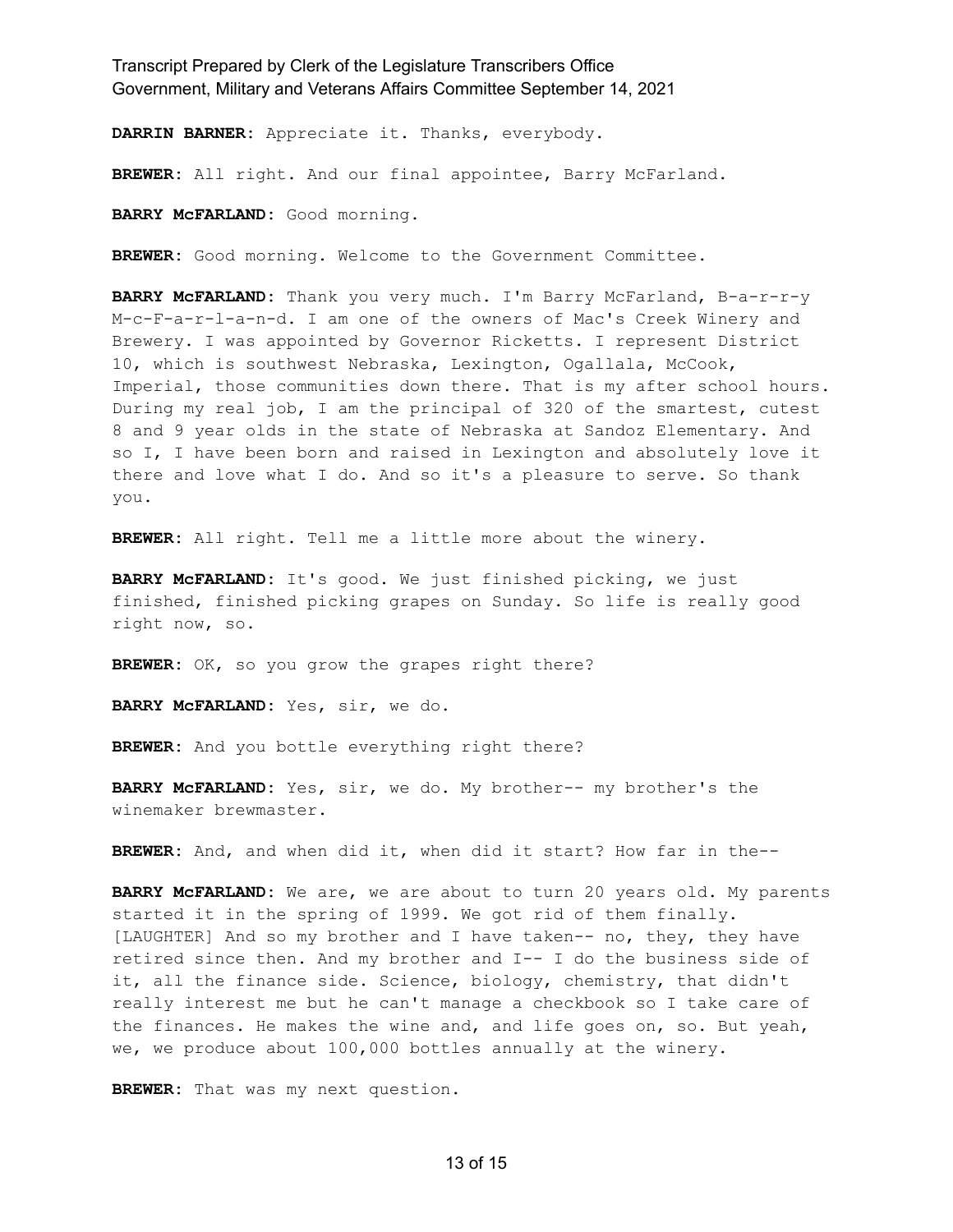**DARRIN BARNER:** Appreciate it. Thanks, everybody.

**BREWER:** All right. And our final appointee, Barry McFarland.

**BARRY McFARLAND:** Good morning.

**BREWER:** Good morning. Welcome to the Government Committee.

**BARRY McFARLAND:** Thank you very much. I'm Barry McFarland, B-a-r-r-y M-c-F-a-r-l-a-n-d. I am one of the owners of Mac's Creek Winery and Brewery. I was appointed by Governor Ricketts. I represent District 10, which is southwest Nebraska, Lexington, Ogallala, McCook, Imperial, those communities down there. That is my after school hours. During my real job, I am the principal of 320 of the smartest, cutest 8 and 9 year olds in the state of Nebraska at Sandoz Elementary. And so I, I have been born and raised in Lexington and absolutely love it there and love what I do. And so it's a pleasure to serve. So thank you.

**BREWER:** All right. Tell me a little more about the winery.

**BARRY McFARLAND:** It's good. We just finished picking, we just finished, finished picking grapes on Sunday. So life is really good right now, so.

**BREWER:** OK, so you grow the grapes right there?

**BARRY McFARLAND:** Yes, sir, we do.

**BREWER:** And you bottle everything right there?

**BARRY McFARLAND:** Yes, sir, we do. My brother-- my brother's the winemaker brewmaster.

**BREWER:** And, and when did it, when did it start? How far in the--

**BARRY McFARLAND:** We are, we are about to turn 20 years old. My parents started it in the spring of 1999. We got rid of them finally. [LAUGHTER] And so my brother and I have taken-- no, they, they have retired since then. And my brother and I-- I do the business side of it, all the finance side. Science, biology, chemistry, that didn't really interest me but he can't manage a checkbook so I take care of the finances. He makes the wine and, and life goes on, so. But yeah, we, we produce about 100,000 bottles annually at the winery.

**BREWER:** That was my next question.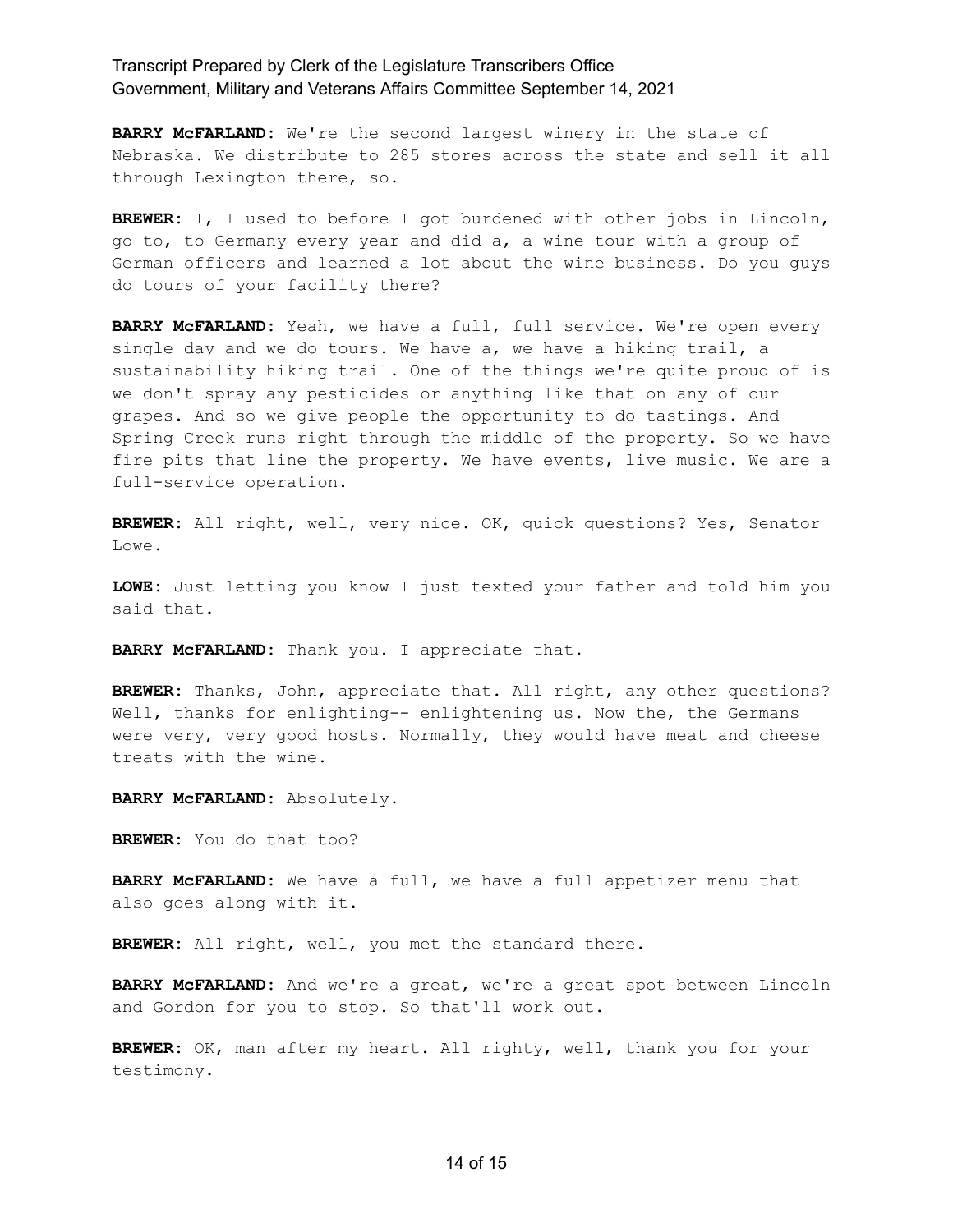**BARRY McFARLAND:** We're the second largest winery in the state of Nebraska. We distribute to 285 stores across the state and sell it all through Lexington there, so.

**BREWER:** I, I used to before I got burdened with other jobs in Lincoln, go to, to Germany every year and did a, a wine tour with a group of German officers and learned a lot about the wine business. Do you guys do tours of your facility there?

**BARRY McFARLAND:** Yeah, we have a full, full service. We're open every single day and we do tours. We have a, we have a hiking trail, a sustainability hiking trail. One of the things we're quite proud of is we don't spray any pesticides or anything like that on any of our grapes. And so we give people the opportunity to do tastings. And Spring Creek runs right through the middle of the property. So we have fire pits that line the property. We have events, live music. We are a full-service operation.

**BREWER:** All right, well, very nice. OK, quick questions? Yes, Senator Lowe.

**LOWE:** Just letting you know I just texted your father and told him you said that.

**BARRY McFARLAND:** Thank you. I appreciate that.

**BREWER:** Thanks, John, appreciate that. All right, any other questions? Well, thanks for enlighting-- enlightening us. Now the, the Germans were very, very good hosts. Normally, they would have meat and cheese treats with the wine.

**BARRY McFARLAND:** Absolutely.

**BREWER:** You do that too?

**BARRY McFARLAND:** We have a full, we have a full appetizer menu that also goes along with it.

**BREWER:** All right, well, you met the standard there.

**BARRY McFARLAND:** And we're a great, we're a great spot between Lincoln and Gordon for you to stop. So that'll work out.

**BREWER:** OK, man after my heart. All righty, well, thank you for your testimony.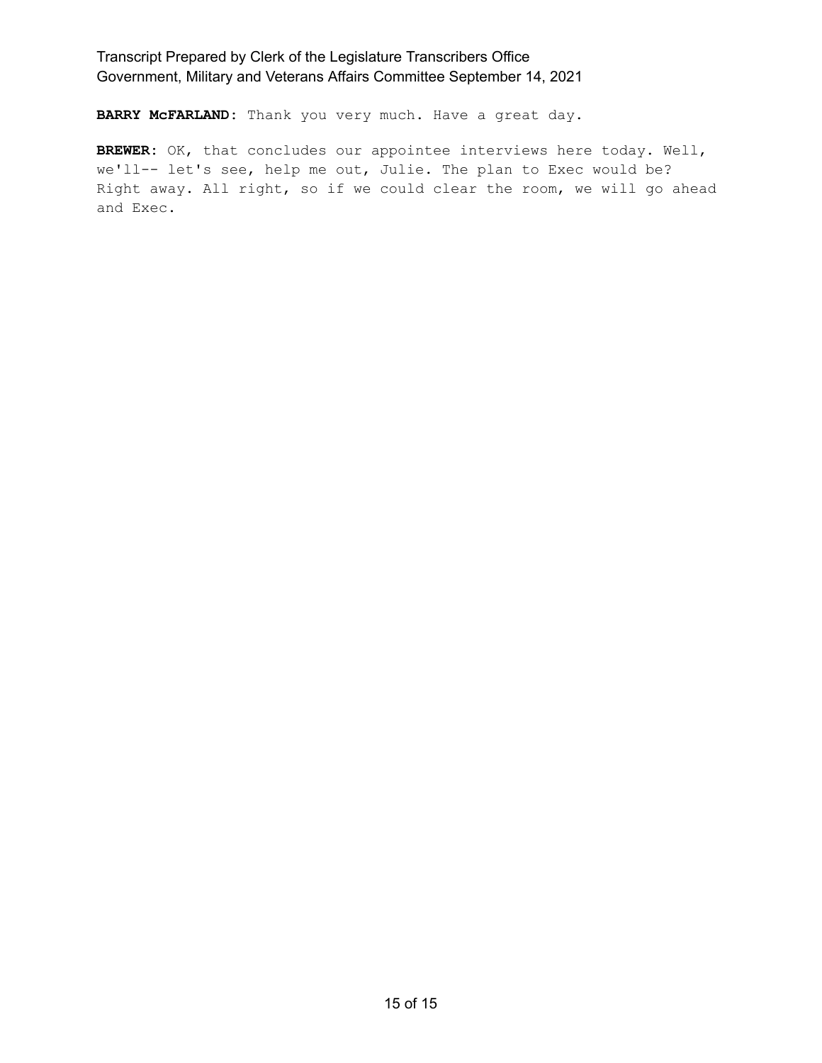**BARRY McFARLAND:** Thank you very much. Have a great day.

**BREWER:** OK, that concludes our appointee interviews here today. Well, we'll-- let's see, help me out, Julie. The plan to Exec would be? Right away. All right, so if we could clear the room, we will go ahead and Exec.